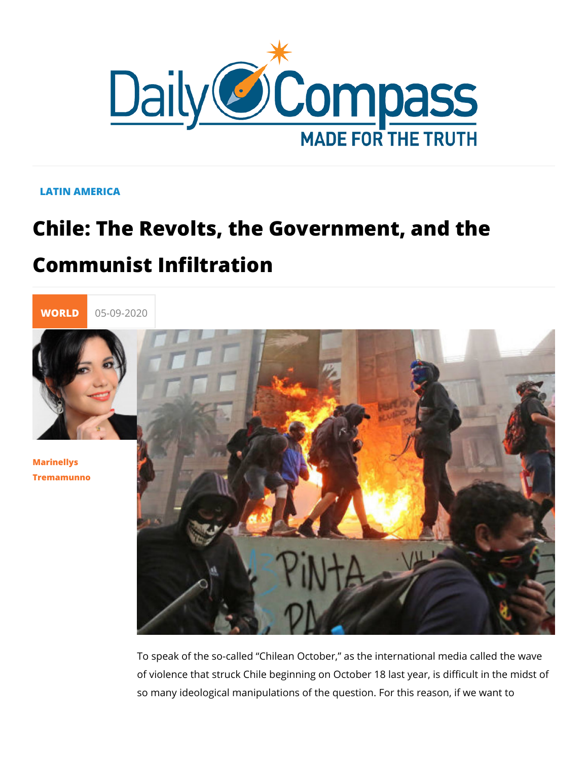LATIN AMERICA

# Chile: The Revolts, the Government, and the Communist Infiltration

WORLD 05-09-2020

Marinellys Tremamunno

To speak of the so-called "Chilean October," as the international media called the wave of violence that struck Chile beginning on October 18 last year, is difficult in the midst of so many ideological manipulations of the question. For this reason, if we want to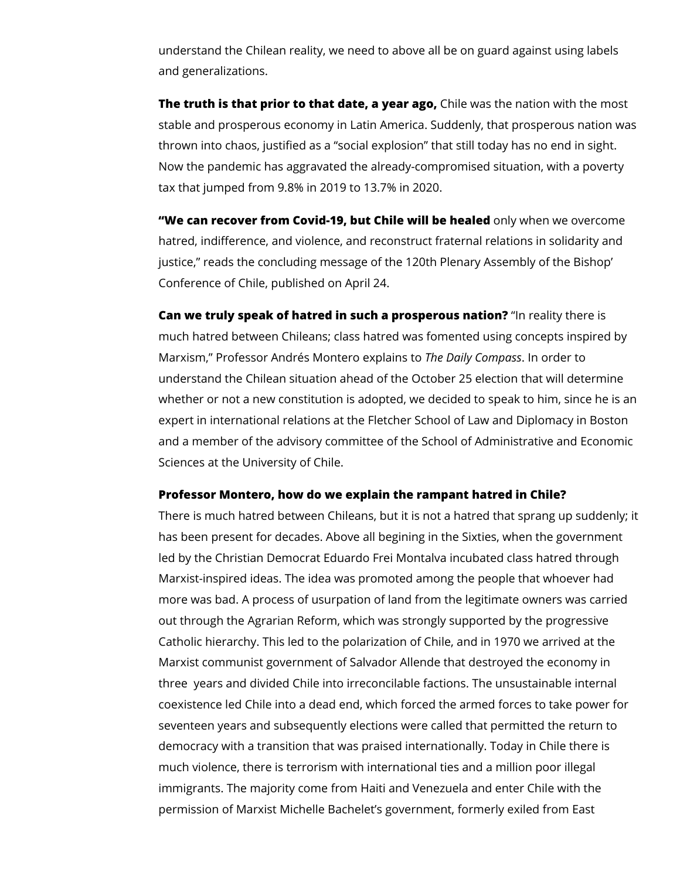understand the Chilean reality, we need to above all be on guard against using labels and generalizations.

**The truth is that prior to that date, a year ago,** Chile was the nation with the most stable and prosperous economy in Latin America. Suddenly, that prosperous nation was thrown into chaos, justified as a "social explosion" that still today has no end in sight. Now the pandemic has aggravated the already-compromised situation, with a poverty tax that jumped from 9.8% in 2019 to 13.7% in 2020.

**"We can recover from Covid-19, but Chile will be healed** only when we overcome hatred, indifference, and violence, and reconstruct fraternal relations in solidarity and justice," reads the concluding message of the 120th Plenary Assembly of the Bishop' Conference of Chile, published on April 24.

**Can we truly speak of hatred in such a prosperous nation?** "In reality there is much hatred between Chileans; class hatred was fomented using concepts inspired by Marxism," Professor Andrés Montero explains to *The Daily Compass*. In order to understand the Chilean situation ahead of the October 25 election that will determine whether or not a new constitution is adopted, we decided to speak to him, since he is an expert in international relations at the Fletcher School of Law and Diplomacy in Boston and a member of the advisory committee of the School of Administrative and Economic Sciences at the University of Chile.

**Professor Montero, how do we explain the rampant hatred in Chile?**
There is much hatred between Chileans, but it is not a hatred that sprang up suddenly; it has been present for decades. Above all begining in the Sixties, when the government led by the Christian Democrat Eduardo Frei Montalva incubated class hatred through Marxist-inspired ideas. The idea was promoted among the people that whoever had more was bad. A process of usurpation of land from the legitimate owners was carried out through the Agrarian Reform, which was strongly supported by the progressive Catholic hierarchy. This led to the polarization of Chile, and in 1970 we arrived at the Marxist communist government of Salvador Allende that destroyed the economy in three years and divided Chile into irreconcilable factions. The unsustainable internal coexistence led Chile into a dead end, which forced the armed forces to take power for seventeen years and subsequently elections were called that permitted the return to democracy with a transition that was praised internationally. Today in Chile there is much violence, there is terrorism with international ties and a million poor illegal immigrants. The majority come from Haiti and Venezuela and enter Chile with the permission of Marxist Michelle Bachelet's government, formerly exiled from East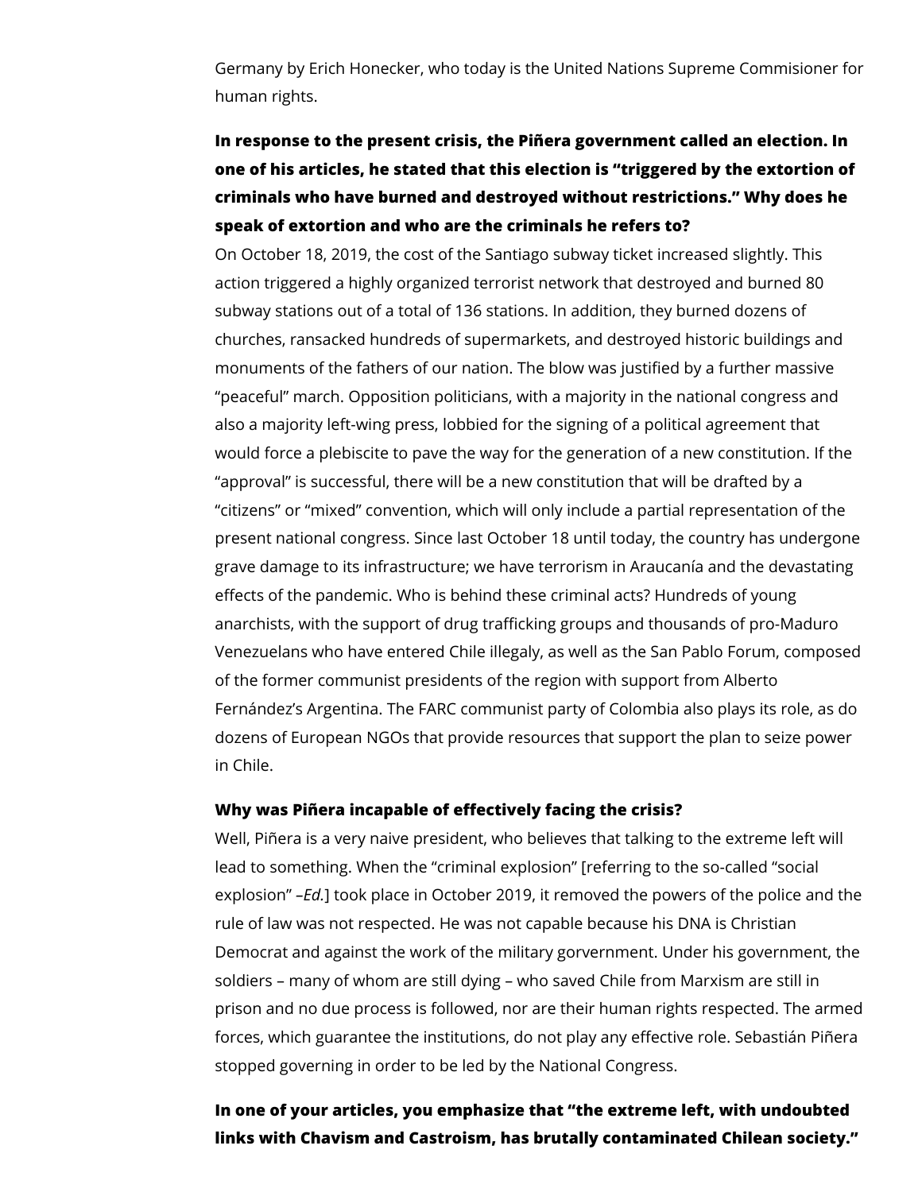Germany by Erich Honecker, who today is the United Nations Supreme Commisioner for human rights.

**In response to the present crisis, the Piñera government called an election. In one of his articles, he stated that this election is "triggered by the extortion of criminals who have burned and destroyed without restrictions." Why does he speak of extortion and who are the criminals he refers to?**

On October 18, 2019, the cost of the Santiago subway ticket increased slightly. This action triggered a highly organized terrorist network that destroyed and burned 80 subway stations out of a total of 136 stations. In addition, they burned dozens of churches, ransacked hundreds of supermarkets, and destroyed historic buildings and monuments of the fathers of our nation. The blow was justified by a further massive "peaceful" march. Opposition politicians, with a majority in the national congress and also a majority left-wing press, lobbied for the signing of a political agreement that would force a plebiscite to pave the way for the generation of a new constitution. If the "approval" is successful, there will be a new constitution that will be drafted by a "citizens" or "mixed" convention, which will only include a partial representation of the present national congress. Since last October 18 until today, the country has undergone grave damage to its infrastructure; we have terrorism in Araucanía and the devastating effects of the pandemic. Who is behind these criminal acts? Hundreds of young anarchists, with the support of drug trafficking groups and thousands of pro-Maduro Venezuelans who have entered Chile illegaly, as well as the San Pablo Forum, composed of the former communist presidents of the region with support from Alberto Fernández's Argentina. The FARC communist party of Colombia also plays its role, as do dozens of European NGOs that provide resources that support the plan to seize power in Chile.

**Why was Piñera incapable of effectively facing the crisis?**

Well, Piñera is a very naive president, who believes that talking to the extreme left will lead to something. When the "criminal explosion" [referring to the so-called "social explosion" –*Ed.*] took place in October 2019, it removed the powers of the police and the rule of law was not respected. He was not capable because his DNA is Christian Democrat and against the work of the military gorvernment. Under his government, the soldiers – many of whom are still dying – who saved Chile from Marxism are still in prison and no due process is followed, nor are their human rights respected. The armed forces, which guarantee the institutions, do not play any effective role. Sebastián Piñera stopped governing in order to be led by the National Congress.

**In one of your articles, you emphasize that "the extreme left, with undoubted links with Chavism and Castroism, has brutally contaminated Chilean society."**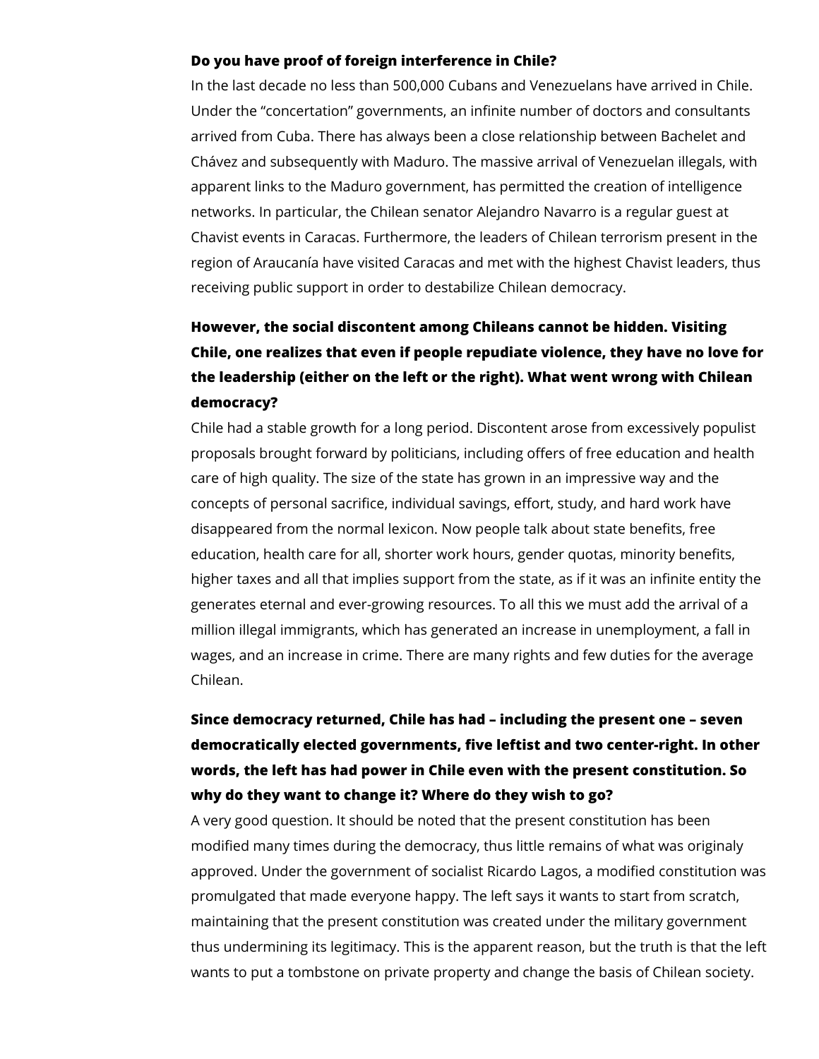**Do you have proof of foreign interference in Chile?**

In the last decade no less than 500,000 Cubans and Venezuelans have arrived in Chile. Under the "concertation" governments, an infinite number of doctors and consultants arrived from Cuba. There has always been a close relationship between Bachelet and Chávez and subsequently with Maduro. The massive arrival of Venezuelan illegals, with apparent links to the Maduro government, has permitted the creation of intelligence networks. In particular, the Chilean senator Alejandro Navarro is a regular guest at Chavist events in Caracas. Furthermore, the leaders of Chilean terrorism present in the region of Araucanía have visited Caracas and met with the highest Chavist leaders, thus receiving public support in order to destabilize Chilean democracy.

**However, the social discontent among Chileans cannot be hidden. Visiting Chile, one realizes that even if people repudiate violence, they have no love for the leadership (either on the left or the right). What went wrong with Chilean democracy?**

Chile had a stable growth for a long period. Discontent arose from excessively populist proposals brought forward by politicians, including offers of free education and health care of high quality. The size of the state has grown in an impressive way and the concepts of personal sacrifice, individual savings, effort, study, and hard work have disappeared from the normal lexicon. Now people talk about state benefits, free education, health care for all, shorter work hours, gender quotas, minority benefits, higher taxes and all that implies support from the state, as if it was an infinite entity the generates eternal and ever-growing resources. To all this we must add the arrival of a million illegal immigrants, which has generated an increase in unemployment, a fall in wages, and an increase in crime. There are many rights and few duties for the average Chilean.

**Since democracy returned, Chile has had – including the present one – seven democratically elected governments, five leftist and two center-right. In other words, the left has had power in Chile even with the present constitution. So why do they want to change it? Where do they wish to go?**

A very good question. It should be noted that the present constitution has been modified many times during the democracy, thus little remains of what was originaly approved. Under the government of socialist Ricardo Lagos, a modified constitution was promulgated that made everyone happy. The left says it wants to start from scratch, maintaining that the present constitution was created under the military government thus undermining its legitimacy. This is the apparent reason, but the truth is that the left wants to put a tombstone on private property and change the basis of Chilean society.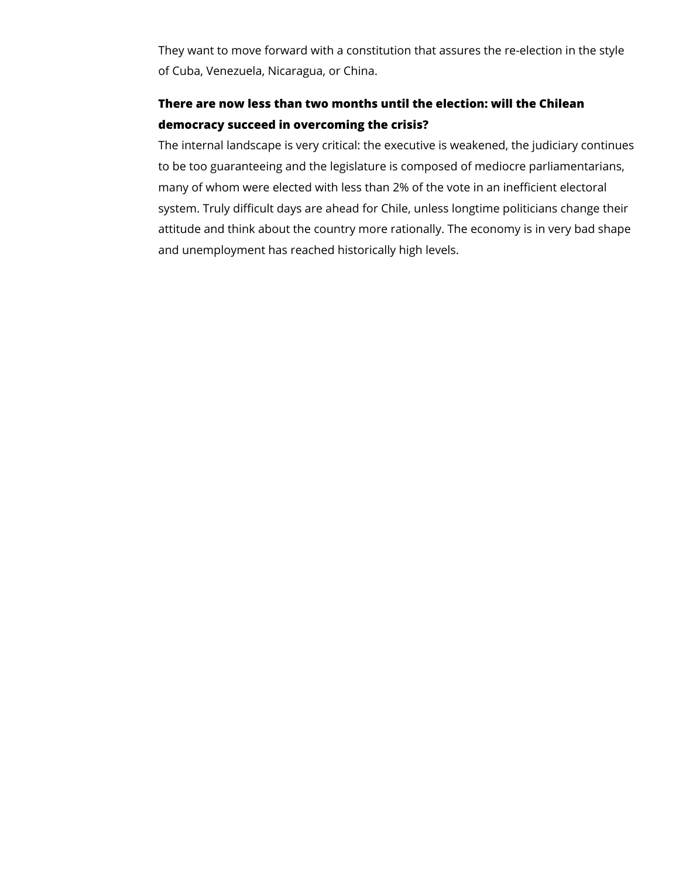They want to move forward with a constitution that assures the re-election in the style of Cuba, Venezuela, Nicaragua, or China.

**There are now less than two months until the election: will the Chilean democracy succeed in overcoming the crisis?**

The internal landscape is very critical: the executive is weakened, the judiciary continues to be too guaranteeing and the legislature is composed of mediocre parliamentarians, many of whom were elected with less than 2% of the vote in an inefficient electoral system. Truly difficult days are ahead for Chile, unless longtime politicians change their attitude and think about the country more rationally. The economy is in very bad shape and unemployment has reached historically high levels.